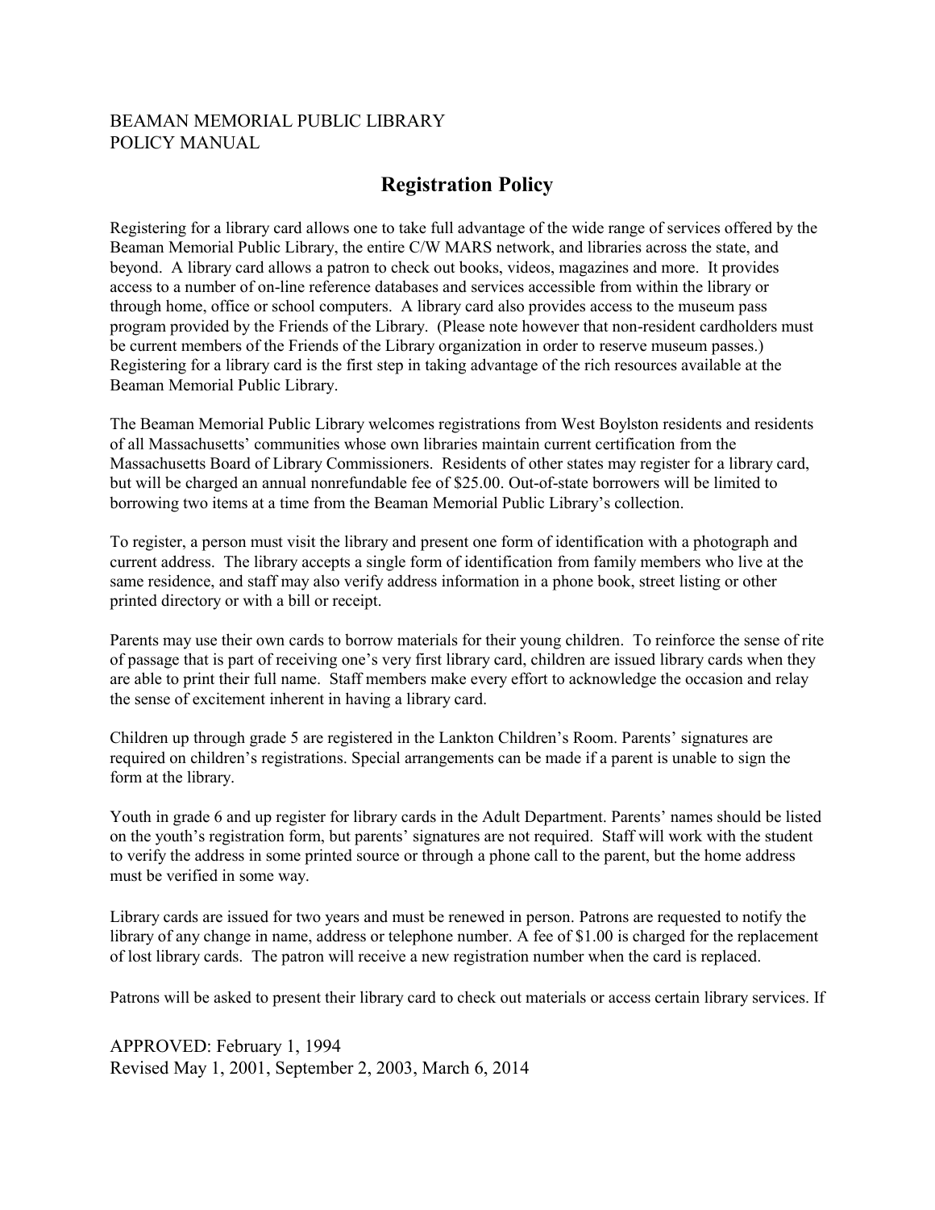BEAMAN MEMORIAL PUBLIC LIBRARY
POLICY MANUAL

# Registration Policy

Registering for a library card allows one to take full advantage of the wide range of services offered by the Beaman Memorial Public Library, the entire C/W MARS network, and libraries across the state, and beyond. A library card allows a patron to check out books, videos, magazines and more. It provides access to a number of on-line reference databases and services accessible from within the library or through home, office or school computers. A library card also provides access to the museum pass program provided by the Friends of the Library. (Please note however that non-resident cardholders must be current members of the Friends of the Library organization in order to reserve museum passes.) Registering for a library card is the first step in taking advantage of the rich resources available at the Beaman Memorial Public Library.

The Beaman Memorial Public Library welcomes registrations from West Boylston residents and residents of all Massachusetts' communities whose own libraries maintain current certification from the Massachusetts Board of Library Commissioners. Residents of other states may register for a library card, but will be charged an annual nonrefundable fee of $25.00. Out-of-state borrowers will be limited to borrowing two items at a time from the Beaman Memorial Public Library's collection.

To register, a person must visit the library and present one form of identification with a photograph and current address. The library accepts a single form of identification from family members who live at the same residence, and staff may also verify address information in a phone book, street listing or other printed directory or with a bill or receipt.

Parents may use their own cards to borrow materials for their young children. To reinforce the sense of rite of passage that is part of receiving one's very first library card, children are issued library cards when they are able to print their full name. Staff members make every effort to acknowledge the occasion and relay the sense of excitement inherent in having a library card.

Children up through grade 5 are registered in the Lankton Children's Room. Parents' signatures are required on children's registrations. Special arrangements can be made if a parent is unable to sign the form at the library.

Youth in grade 6 and up register for library cards in the Adult Department. Parents' names should be listed on the youth's registration form, but parents' signatures are not required. Staff will work with the student to verify the address in some printed source or through a phone call to the parent, but the home address must be verified in some way.

Library cards are issued for two years and must be renewed in person. Patrons are requested to notify the library of any change in name, address or telephone number. A fee of $1.00 is charged for the replacement of lost library cards. The patron will receive a new registration number when the card is replaced.

Patrons will be asked to present their library card to check out materials or access certain library services. If

APPROVED: February 1, 1994
Revised May 1, 2001, September 2, 2003, March 6, 2014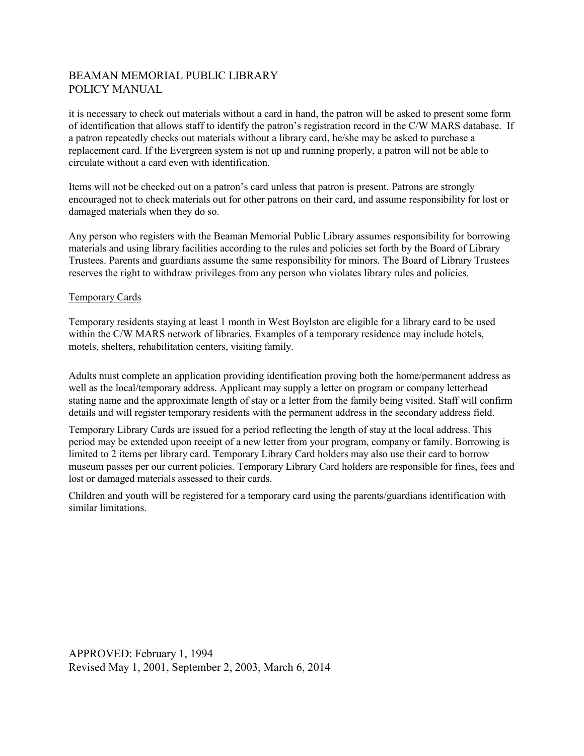it is necessary to check out materials without a card in hand, the patron will be asked to present some form of identification that allows staff to identify the patron's registration record in the C/W MARS database. If a patron repeatedly checks out materials without a library card, he/she may be asked to purchase a replacement card. If the Evergreen system is not up and running properly, a patron will not be able to circulate without a card even with identification.

Items will not be checked out on a patron's card unless that patron is present. Patrons are strongly encouraged not to check materials out for other patrons on their card, and assume responsibility for lost or damaged materials when they do so.

Any person who registers with the Beaman Memorial Public Library assumes responsibility for borrowing materials and using library facilities according to the rules and policies set forth by the Board of Library Trustees. Parents and guardians assume the same responsibility for minors. The Board of Library Trustees reserves the right to withdraw privileges from any person who violates library rules and policies.

Temporary Cards

Temporary residents staying at least 1 month in West Boylston are eligible for a library card to be used within the C/W MARS network of libraries. Examples of a temporary residence may include hotels, motels, shelters, rehabilitation centers, visiting family.

Adults must complete an application providing identification proving both the home/permanent address as well as the local/temporary address. Applicant may supply a letter on program or company letterhead stating name and the approximate length of stay or a letter from the family being visited. Staff will confirm details and will register temporary residents with the permanent address in the secondary address field.

Temporary Library Cards are issued for a period reflecting the length of stay at the local address. This period may be extended upon receipt of a new letter from your program, company or family. Borrowing is limited to 2 items per library card. Temporary Library Card holders may also use their card to borrow museum passes per our current policies. Temporary Library Card holders are responsible for fines, fees and lost or damaged materials assessed to their cards.

Children and youth will be registered for a temporary card using the parents/guardians identification with similar limitations.

APPROVED: February 1, 1994
Revised May 1, 2001, September 2, 2003, March 6, 2014